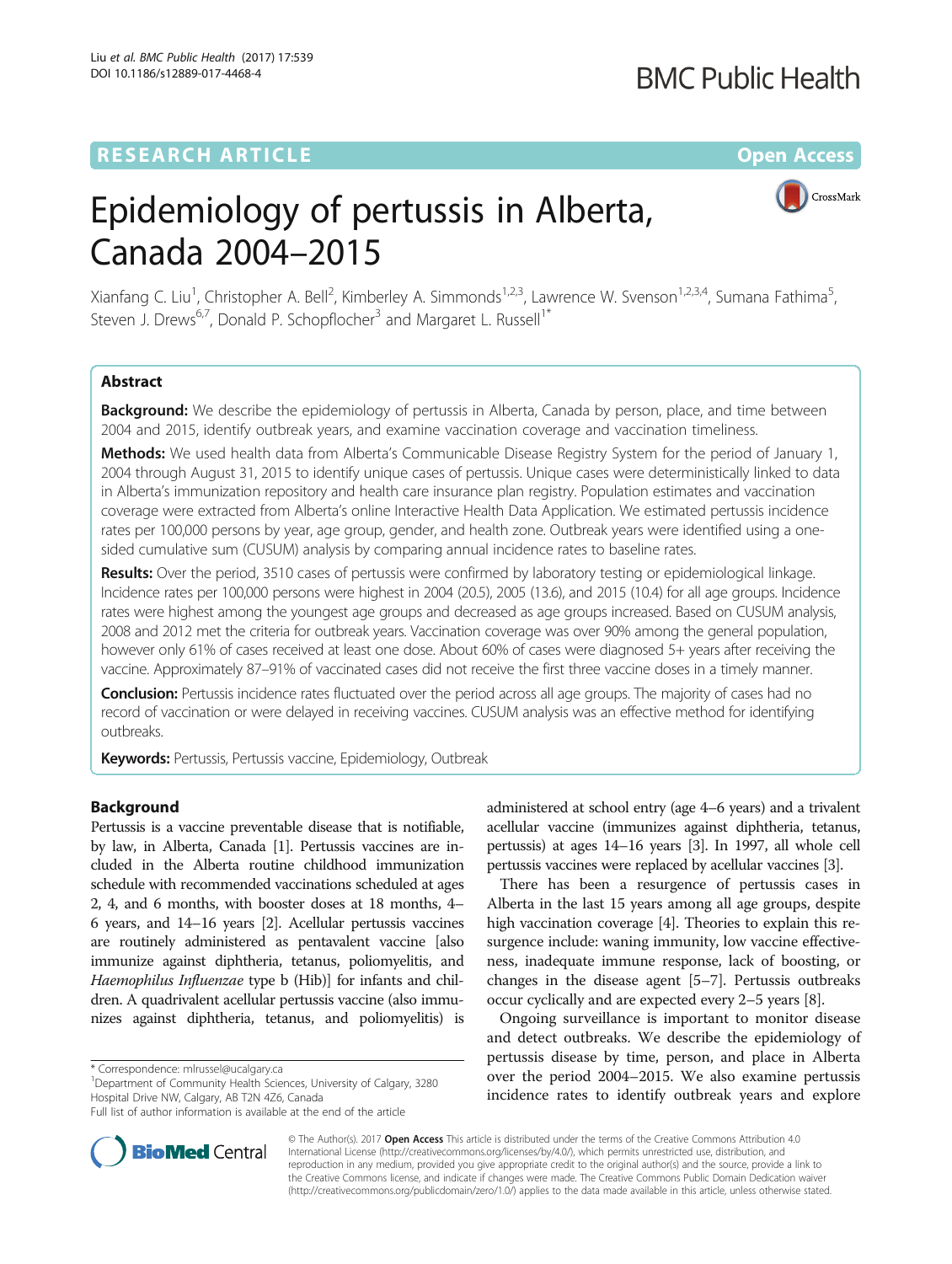RESEARCH ARTICLE

Open Access

# Epidemiology of pertussis in Alberta, Canada 2004–2015

Xianfang C. Liu[1], Christopher A. Bell[2], Kimberley A. Simmonds[1,2,3], Lawrence W. Svenson[1,2,3,4], Sumana Fathima[5], Steven J. Drews[6,7], Donald P. Schopflocher[3] and Margaret L. Russell[1*]

## Abstract

**Background:** We describe the epidemiology of pertussis in Alberta, Canada by person, place, and time between 2004 and 2015, identify outbreak years, and examine vaccination coverage and vaccination timeliness.

**Methods:** We used health data from Alberta's Communicable Disease Registry System for the period of January 1, 2004 through August 31, 2015 to identify unique cases of pertussis. Unique cases were deterministically linked to data in Alberta's immunization repository and health care insurance plan registry. Population estimates and vaccination coverage were extracted from Alberta's online Interactive Health Data Application. We estimated pertussis incidence rates per 100,000 persons by year, age group, gender, and health zone. Outbreak years were identified using a one-sided cumulative sum (CUSUM) analysis by comparing annual incidence rates to baseline rates.

**Results:** Over the period, 3510 cases of pertussis were confirmed by laboratory testing or epidemiological linkage. Incidence rates per 100,000 persons were highest in 2004 (20.5), 2005 (13.6), and 2015 (10.4) for all age groups. Incidence rates were highest among the youngest age groups and decreased as age groups increased. Based on CUSUM analysis, 2008 and 2012 met the criteria for outbreak years. Vaccination coverage was over 90% among the general population, however only 61% of cases received at least one dose. About 60% of cases were diagnosed 5+ years after receiving the vaccine. Approximately 87–91% of vaccinated cases did not receive the first three vaccine doses in a timely manner.

**Conclusion:** Pertussis incidence rates fluctuated over the period across all age groups. The majority of cases had no record of vaccination or were delayed in receiving vaccines. CUSUM analysis was an effective method for identifying outbreaks.

**Keywords:** Pertussis, Pertussis vaccine, Epidemiology, Outbreak

## Background

Pertussis is a vaccine preventable disease that is notifiable, by law, in Alberta, Canada [1]. Pertussis vaccines are included in the Alberta routine childhood immunization schedule with recommended vaccinations scheduled at ages 2, 4, and 6 months, with booster doses at 18 months, 4–6 years, and 14–16 years [2]. Acellular pertussis vaccines are routinely administered as pentavalent vaccine [also immunize against diphtheria, tetanus, poliomyelitis, and *Haemophilus Influenzae* type b (Hib)] for infants and children. A quadrivalent acellular pertussis vaccine (also immunizes against diphtheria, tetanus, and poliomyelitis) is administered at school entry (age 4–6 years) and a trivalent acellular vaccine (immunizes against diphtheria, tetanus, pertussis) at ages 14–16 years [3]. In 1997, all whole cell pertussis vaccines were replaced by acellular vaccines [3].

There has been a resurgence of pertussis cases in Alberta in the last 15 years among all age groups, despite high vaccination coverage [4]. Theories to explain this resurgence include: waning immunity, low vaccine effectiveness, inadequate immune response, lack of boosting, or changes in the disease agent [5–7]. Pertussis outbreaks occur cyclically and are expected every 2–5 years [8].

Ongoing surveillance is important to monitor disease and detect outbreaks. We describe the epidemiology of pertussis disease by time, person, and place in Alberta over the period 2004–2015. We also examine pertussis incidence rates to identify outbreak years and explore

\* Correspondence: mlrussel@ucalgary.ca
[1]Department of Community Health Sciences, University of Calgary, 3280 Hospital Drive NW, Calgary, AB T2N 4Z6, Canada
Full list of author information is available at the end of the article

© The Author(s). 2017 **Open Access** This article is distributed under the terms of the Creative Commons Attribution 4.0 International License (http://creativecommons.org/licenses/by/4.0/), which permits unrestricted use, distribution, and reproduction in any medium, provided you give appropriate credit to the original author(s) and the source, provide a link to the Creative Commons license, and indicate if changes were made. The Creative Commons Public Domain Dedication waiver (http://creativecommons.org/publicdomain/zero/1.0/) applies to the data made available in this article, unless otherwise stated.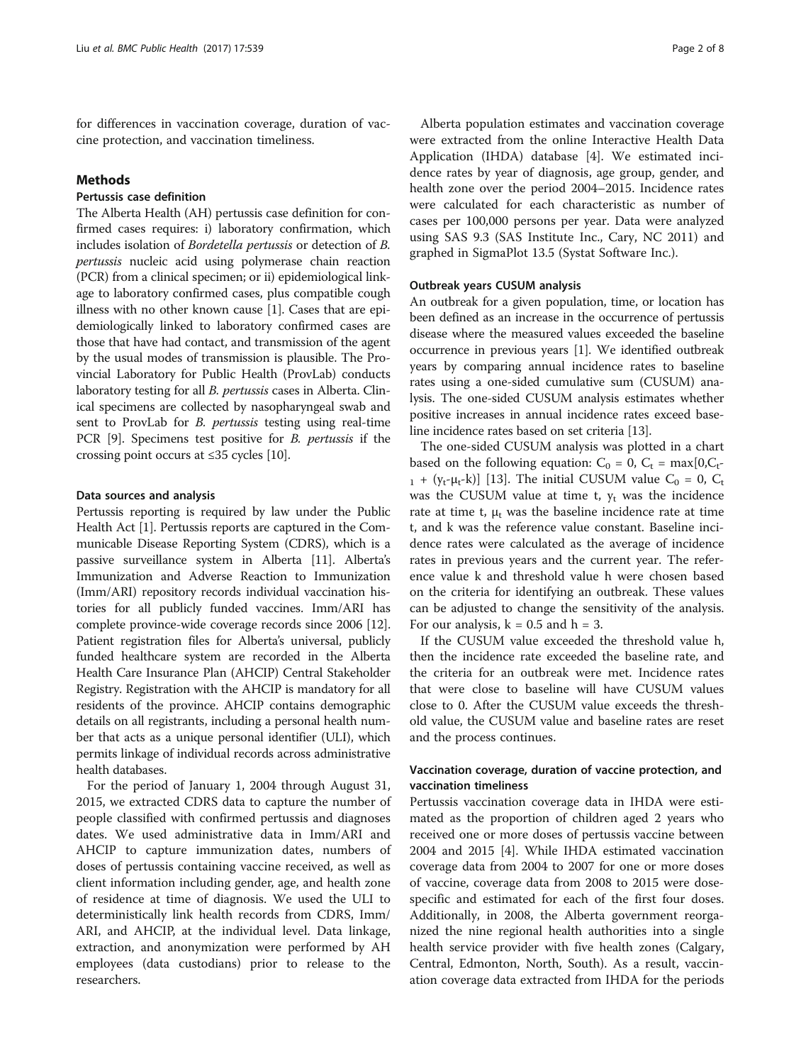for differences in vaccination coverage, duration of vaccine protection, and vaccination timeliness.

## Methods

### Pertussis case definition

The Alberta Health (AH) pertussis case definition for confirmed cases requires: i) laboratory confirmation, which includes isolation of *Bordetella pertussis* or detection of *B. pertussis* nucleic acid using polymerase chain reaction (PCR) from a clinical specimen; or ii) epidemiological linkage to laboratory confirmed cases, plus compatible cough illness with no other known cause [1]. Cases that are epidemiologically linked to laboratory confirmed cases are those that have had contact, and transmission of the agent by the usual modes of transmission is plausible. The Provincial Laboratory for Public Health (ProvLab) conducts laboratory testing for all *B. pertussis* cases in Alberta. Clinical specimens are collected by nasopharyngeal swab and sent to ProvLab for *B. pertussis* testing using real-time PCR [9]. Specimens test positive for *B. pertussis* if the crossing point occurs at ≤35 cycles [10].

### Data sources and analysis

Pertussis reporting is required by law under the Public Health Act [1]. Pertussis reports are captured in the Communicable Disease Reporting System (CDRS), which is a passive surveillance system in Alberta [11]. Alberta's Immunization and Adverse Reaction to Immunization (Imm/ARI) repository records individual vaccination histories for all publicly funded vaccines. Imm/ARI has complete province-wide coverage records since 2006 [12]. Patient registration files for Alberta's universal, publicly funded healthcare system are recorded in the Alberta Health Care Insurance Plan (AHCIP) Central Stakeholder Registry. Registration with the AHCIP is mandatory for all residents of the province. AHCIP contains demographic details on all registrants, including a personal health number that acts as a unique personal identifier (ULI), which permits linkage of individual records across administrative health databases.

For the period of January 1, 2004 through August 31, 2015, we extracted CDRS data to capture the number of people classified with confirmed pertussis and diagnoses dates. We used administrative data in Imm/ARI and AHCIP to capture immunization dates, numbers of doses of pertussis containing vaccine received, as well as client information including gender, age, and health zone of residence at time of diagnosis. We used the ULI to deterministically link health records from CDRS, Imm/ARI, and AHCIP, at the individual level. Data linkage, extraction, and anonymization were performed by AH employees (data custodians) prior to release to the researchers.

Alberta population estimates and vaccination coverage were extracted from the online Interactive Health Data Application (IHDA) database [4]. We estimated incidence rates by year of diagnosis, age group, gender, and health zone over the period 2004–2015. Incidence rates were calculated for each characteristic as number of cases per 100,000 persons per year. Data were analyzed using SAS 9.3 (SAS Institute Inc., Cary, NC 2011) and graphed in SigmaPlot 13.5 (Systat Software Inc.).

### Outbreak years CUSUM analysis

An outbreak for a given population, time, or location has been defined as an increase in the occurrence of pertussis disease where the measured values exceeded the baseline occurrence in previous years [1]. We identified outbreak years by comparing annual incidence rates to baseline rates using a one-sided cumulative sum (CUSUM) analysis. The one-sided CUSUM analysis estimates whether positive increases in annual incidence rates exceed baseline incidence rates based on set criteria [13].

The one-sided CUSUM analysis was plotted in a chart based on the following equation: $C_0 = 0$, $C_t = \max[0, C_{t-1} + (y_t - \mu_t - k)]$ [13]. The initial CUSUM value $C_0 = 0$, $C_t$ was the CUSUM value at time t, $y_t$ was the incidence rate at time t, $\mu_t$ was the baseline incidence rate at time t, and k was the reference value constant. Baseline incidence rates were calculated as the average of incidence rates in previous years and the current year. The reference value k and threshold value h were chosen based on the criteria for identifying an outbreak. These values can be adjusted to change the sensitivity of the analysis. For our analysis, $k = 0.5$ and $h = 3$.

If the CUSUM value exceeded the threshold value h, then the incidence rate exceeded the baseline rate, and the criteria for an outbreak were met. Incidence rates that were close to baseline will have CUSUM values close to 0. After the CUSUM value exceeds the threshold value, the CUSUM value and baseline rates are reset and the process continues.

### Vaccination coverage, duration of vaccine protection, and vaccination timeliness

Pertussis vaccination coverage data in IHDA were estimated as the proportion of children aged 2 years who received one or more doses of pertussis vaccine between 2004 and 2015 [4]. While IHDA estimated vaccination coverage data from 2004 to 2007 for one or more doses of vaccine, coverage data from 2008 to 2015 were dose-specific and estimated for each of the first four doses. Additionally, in 2008, the Alberta government reorganized the nine regional health authorities into a single health service provider with five health zones (Calgary, Central, Edmonton, North, South). As a result, vaccination coverage data extracted from IHDA for the periods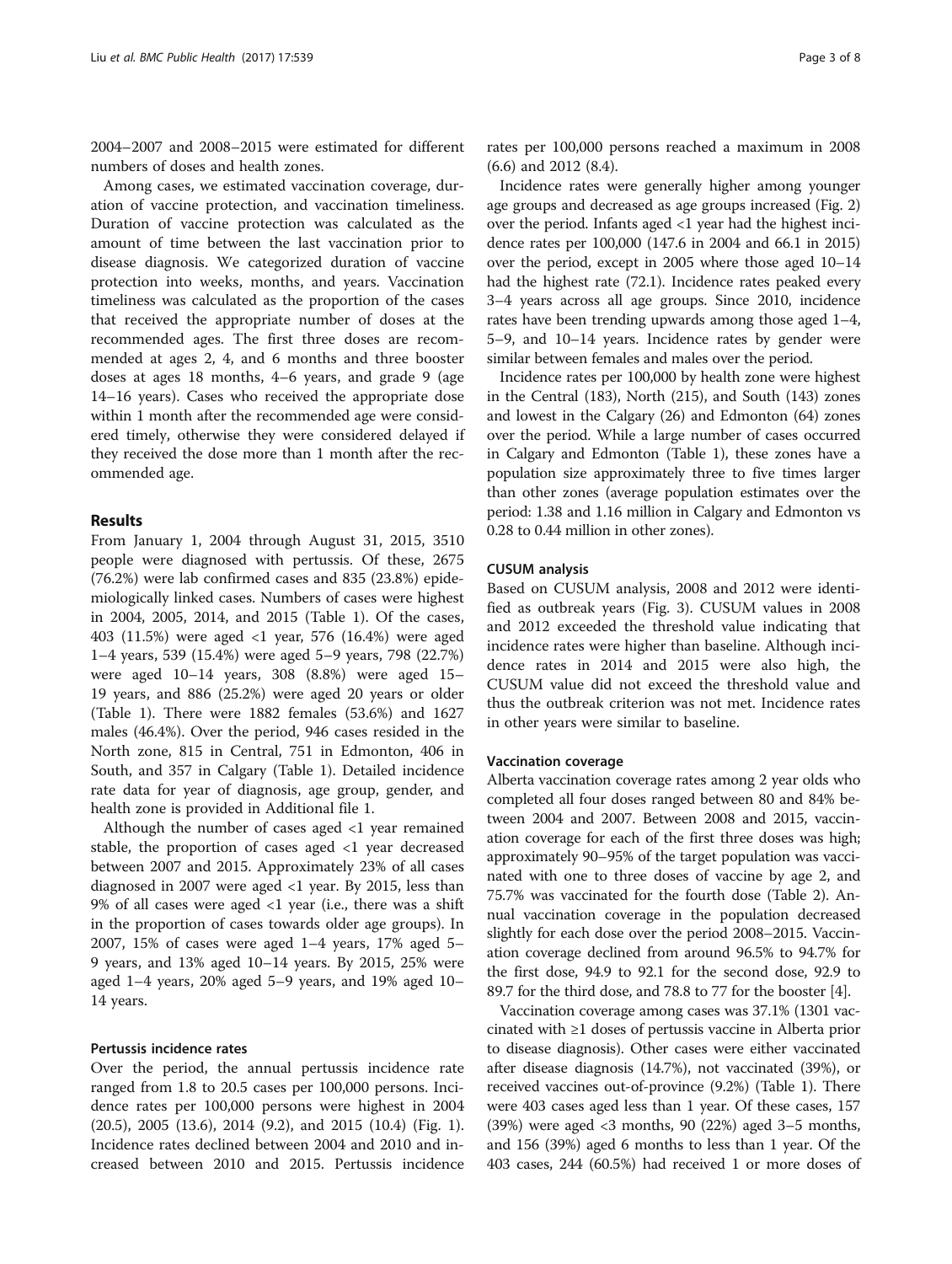2004–2007 and 2008–2015 were estimated for different numbers of doses and health zones.

Among cases, we estimated vaccination coverage, duration of vaccine protection, and vaccination timeliness. Duration of vaccine protection was calculated as the amount of time between the last vaccination prior to disease diagnosis. We categorized duration of vaccine protection into weeks, months, and years. Vaccination timeliness was calculated as the proportion of the cases that received the appropriate number of doses at the recommended ages. The first three doses are recommended at ages 2, 4, and 6 months and three booster doses at ages 18 months, 4–6 years, and grade 9 (age 14–16 years). Cases who received the appropriate dose within 1 month after the recommended age were considered timely, otherwise they were considered delayed if they received the dose more than 1 month after the recommended age.

## Results

From January 1, 2004 through August 31, 2015, 3510 people were diagnosed with pertussis. Of these, 2675 (76.2%) were lab confirmed cases and 835 (23.8%) epidemiologically linked cases. Numbers of cases were highest in 2004, 2005, 2014, and 2015 (Table 1). Of the cases, 403 (11.5%) were aged <1 year, 576 (16.4%) were aged 1–4 years, 539 (15.4%) were aged 5–9 years, 798 (22.7%) were aged 10–14 years, 308 (8.8%) were aged 15–19 years, and 886 (25.2%) were aged 20 years or older (Table 1). There were 1882 females (53.6%) and 1627 males (46.4%). Over the period, 946 cases resided in the North zone, 815 in Central, 751 in Edmonton, 406 in South, and 357 in Calgary (Table 1). Detailed incidence rate data for year of diagnosis, age group, gender, and health zone is provided in Additional file 1.

Although the number of cases aged <1 year remained stable, the proportion of cases aged <1 year decreased between 2007 and 2015. Approximately 23% of all cases diagnosed in 2007 were aged <1 year. By 2015, less than 9% of all cases were aged <1 year (i.e., there was a shift in the proportion of cases towards older age groups). In 2007, 15% of cases were aged 1–4 years, 17% aged 5–9 years, and 13% aged 10–14 years. By 2015, 25% were aged 1–4 years, 20% aged 5–9 years, and 19% aged 10–14 years.

### Pertussis incidence rates

Over the period, the annual pertussis incidence rate ranged from 1.8 to 20.5 cases per 100,000 persons. Incidence rates per 100,000 persons were highest in 2004 (20.5), 2005 (13.6), 2014 (9.2), and 2015 (10.4) (Fig. 1). Incidence rates declined between 2004 and 2010 and increased between 2010 and 2015. Pertussis incidence rates per 100,000 persons reached a maximum in 2008 (6.6) and 2012 (8.4).

Incidence rates were generally higher among younger age groups and decreased as age groups increased (Fig. 2) over the period. Infants aged <1 year had the highest incidence rates per 100,000 (147.6 in 2004 and 66.1 in 2015) over the period, except in 2005 where those aged 10–14 had the highest rate (72.1). Incidence rates peaked every 3–4 years across all age groups. Since 2010, incidence rates have been trending upwards among those aged 1–4, 5–9, and 10–14 years. Incidence rates by gender were similar between females and males over the period.

Incidence rates per 100,000 by health zone were highest in the Central (183), North (215), and South (143) zones and lowest in the Calgary (26) and Edmonton (64) zones over the period. While a large number of cases occurred in Calgary and Edmonton (Table 1), these zones have a population size approximately three to five times larger than other zones (average population estimates over the period: 1.38 and 1.16 million in Calgary and Edmonton vs 0.28 to 0.44 million in other zones).

### CUSUM analysis

Based on CUSUM analysis, 2008 and 2012 were identified as outbreak years (Fig. 3). CUSUM values in 2008 and 2012 exceeded the threshold value indicating that incidence rates were higher than baseline. Although incidence rates in 2014 and 2015 were also high, the CUSUM value did not exceed the threshold value and thus the outbreak criterion was not met. Incidence rates in other years were similar to baseline.

### Vaccination coverage

Alberta vaccination coverage rates among 2 year olds who completed all four doses ranged between 80 and 84% between 2004 and 2007. Between 2008 and 2015, vaccination coverage for each of the first three doses was high; approximately 90–95% of the target population was vaccinated with one to three doses of vaccine by age 2, and 75.7% was vaccinated for the fourth dose (Table 2). Annual vaccination coverage in the population decreased slightly for each dose over the period 2008–2015. Vaccination coverage declined from around 96.5% to 94.7% for the first dose, 94.9 to 92.1 for the second dose, 92.9 to 89.7 for the third dose, and 78.8 to 77 for the booster [4].

Vaccination coverage among cases was 37.1% (1301 vaccinated with ≥1 doses of pertussis vaccine in Alberta prior to disease diagnosis). Other cases were either vaccinated after disease diagnosis (14.7%), not vaccinated (39%), or received vaccines out-of-province (9.2%) (Table 1). There were 403 cases aged less than 1 year. Of these cases, 157 (39%) were aged <3 months, 90 (22%) aged 3–5 months, and 156 (39%) aged 6 months to less than 1 year. Of the 403 cases, 244 (60.5%) had received 1 or more doses of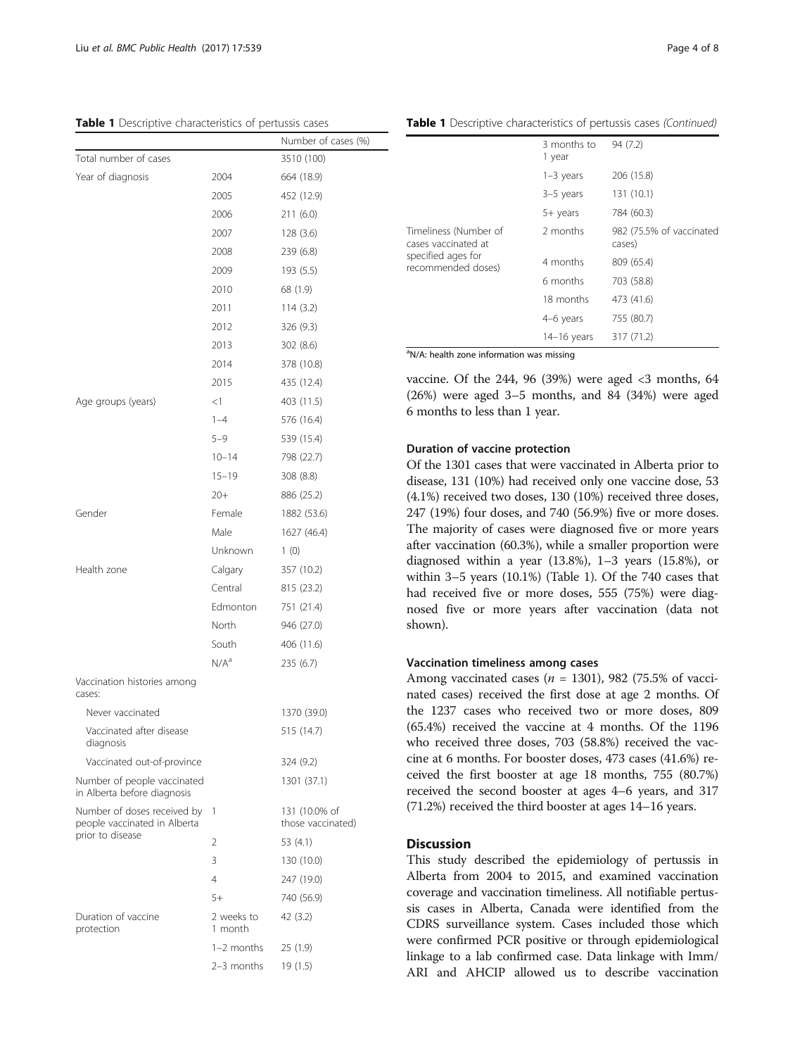**Table 1** Descriptive characteristics of pertussis cases

| | | Number of cases (%) |
|---|---|---|
| Total number of cases | | 3510 (100) |
| Year of diagnosis | 2004 | 664 (18.9) |
| | 2005 | 452 (12.9) |
| | 2006 | 211 (6.0) |
| | 2007 | 128 (3.6) |
| | 2008 | 239 (6.8) |
| | 2009 | 193 (5.5) |
| | 2010 | 68 (1.9) |
| | 2011 | 114 (3.2) |
| | 2012 | 326 (9.3) |
| | 2013 | 302 (8.6) |
| | 2014 | 378 (10.8) |
| | 2015 | 435 (12.4) |
| Age groups (years) | <1 | 403 (11.5) |
| | 1–4 | 576 (16.4) |
| | 5–9 | 539 (15.4) |
| | 10–14 | 798 (22.7) |
| | 15–19 | 308 (8.8) |
| | 20+ | 886 (25.2) |
| Gender | Female | 1882 (53.6) |
| | Male | 1627 (46.4) |
| | Unknown | 1 (0) |
| Health zone | Calgary | 357 (10.2) |
| | Central | 815 (23.2) |
| | Edmonton | 751 (21.4) |
| | North | 946 (27.0) |
| | South | 406 (11.6) |
| | N/A[a] | 235 (6.7) |
| Vaccination histories among cases: | | |
| Never vaccinated | | 1370 (39.0) |
| Vaccinated after disease diagnosis | | 515 (14.7) |
| Vaccinated out-of-province | | 324 (9.2) |
| Number of people vaccinated in Alberta before diagnosis | | 1301 (37.1) |
| Number of doses received by people vaccinated in Alberta prior to disease | 1 | 131 (10.0% of those vaccinated) |
| | 2 | 53 (4.1) |
| | 3 | 130 (10.0) |
| | 4 | 247 (19.0) |
| | 5+ | 740 (56.9) |
| Duration of vaccine protection | 2 weeks to 1 month | 42 (3.2) |
| | 1–2 months | 25 (1.9) |
| | 2–3 months | 19 (1.5) |
| | 3 months to 1 year | 94 (7.2) |
| | 1–3 years | 206 (15.8) |
| | 3–5 years | 131 (10.1) |
| | 5+ years | 784 (60.3) |
| Timeliness (Number of cases vaccinated at specified ages for recommended doses) | 2 months | 982 (75.5% of vaccinated cases) |
| | 4 months | 809 (65.4) |
| | 6 months | 703 (58.8) |
| | 18 months | 473 (41.6) |
| | 4–6 years | 755 (80.7) |
| | 14–16 years | 317 (71.2) |

[a]N/A: health zone information was missing

vaccine. Of the 244, 96 (39%) were aged <3 months, 64 (26%) were aged 3–5 months, and 84 (34%) were aged 6 months to less than 1 year.

### Duration of vaccine protection

Of the 1301 cases that were vaccinated in Alberta prior to disease, 131 (10%) had received only one vaccine dose, 53 (4.1%) received two doses, 130 (10%) received three doses, 247 (19%) four doses, and 740 (56.9%) five or more doses. The majority of cases were diagnosed five or more years after vaccination (60.3%), while a smaller proportion were diagnosed within a year (13.8%), 1–3 years (15.8%), or within 3–5 years (10.1%) (Table 1). Of the 740 cases that had received five or more doses, 555 (75%) were diagnosed five or more years after vaccination (data not shown).

### Vaccination timeliness among cases

Among vaccinated cases ($n$ = 1301), 982 (75.5% of vaccinated cases) received the first dose at age 2 months. Of the 1237 cases who received two or more doses, 809 (65.4%) received the vaccine at 4 months. Of the 1196 who received three doses, 703 (58.8%) received the vaccine at 6 months. For booster doses, 473 cases (41.6%) received the first booster at age 18 months, 755 (80.7%) received the second booster at ages 4–6 years, and 317 (71.2%) received the third booster at ages 14–16 years.

## Discussion

This study described the epidemiology of pertussis in Alberta from 2004 to 2015, and examined vaccination coverage and vaccination timeliness. All notifiable pertussis cases in Alberta, Canada were identified from the CDRS surveillance system. Cases included those which were confirmed PCR positive or through epidemiological linkage to a lab confirmed case. Data linkage with Imm/ARI and AHCIP allowed us to describe vaccination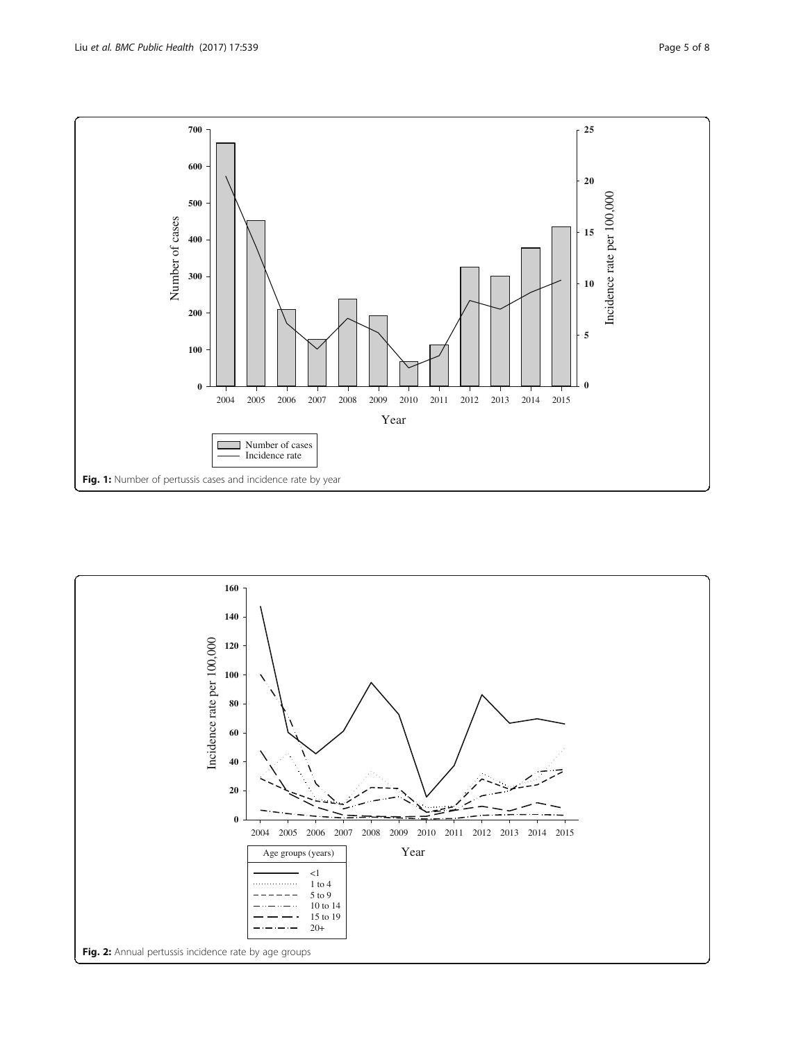**Fig. 1:** Number of pertussis cases and incidence rate by year

**Fig. 2:** Annual pertussis incidence rate by age groups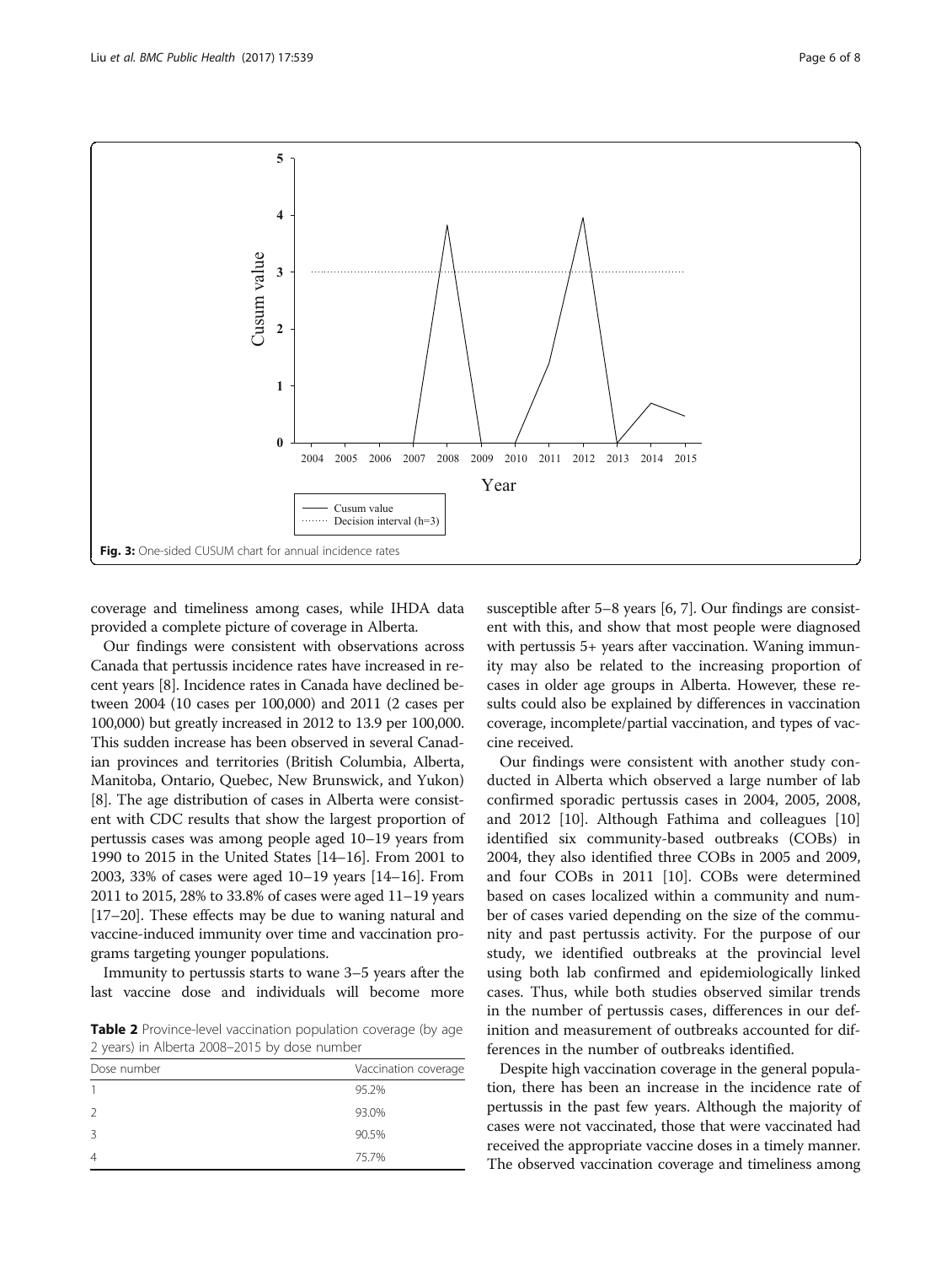Fig. 3: One-sided CUSUM chart for annual incidence rates

coverage and timeliness among cases, while IHDA data provided a complete picture of coverage in Alberta.

Our findings were consistent with observations across Canada that pertussis incidence rates have increased in recent years [8]. Incidence rates in Canada have declined between 2004 (10 cases per 100,000) and 2011 (2 cases per 100,000) but greatly increased in 2012 to 13.9 per 100,000. This sudden increase has been observed in several Canadian provinces and territories (British Columbia, Alberta, Manitoba, Ontario, Quebec, New Brunswick, and Yukon) [8]. The age distribution of cases in Alberta were consistent with CDC results that show the largest proportion of pertussis cases was among people aged 10–19 years from 1990 to 2015 in the United States [14–16]. From 2001 to 2003, 33% of cases were aged 10–19 years [14–16]. From 2011 to 2015, 28% to 33.8% of cases were aged 11–19 years [17–20]. These effects may be due to waning natural and vaccine-induced immunity over time and vaccination programs targeting younger populations.

Immunity to pertussis starts to wane 3–5 years after the last vaccine dose and individuals will become more susceptible after 5–8 years [6, 7]. Our findings are consistent with this, and show that most people were diagnosed with pertussis 5+ years after vaccination. Waning immunity may also be related to the increasing proportion of cases in older age groups in Alberta. However, these results could also be explained by differences in vaccination coverage, incomplete/partial vaccination, and types of vaccine received.

**Table 2** Province-level vaccination population coverage (by age 2 years) in Alberta 2008–2015 by dose number

| Dose number | Vaccination coverage |
|---|---|
| 1 | 95.2% |
| 2 | 93.0% |
| 3 | 90.5% |
| 4 | 75.7% |

Our findings were consistent with another study conducted in Alberta which observed a large number of lab confirmed sporadic pertussis cases in 2004, 2005, 2008, and 2012 [10]. Although Fathima and colleagues [10] identified six community-based outbreaks (COBs) in 2004, they also identified three COBs in 2005 and 2009, and four COBs in 2011 [10]. COBs were determined based on cases localized within a community and number of cases varied depending on the size of the community and past pertussis activity. For the purpose of our study, we identified outbreaks at the provincial level using both lab confirmed and epidemiologically linked cases. Thus, while both studies observed similar trends in the number of pertussis cases, differences in our definition and measurement of outbreaks accounted for differences in the number of outbreaks identified.

Despite high vaccination coverage in the general population, there has been an increase in the incidence rate of pertussis in the past few years. Although the majority of cases were not vaccinated, those that were vaccinated had received the appropriate vaccine doses in a timely manner. The observed vaccination coverage and timeliness among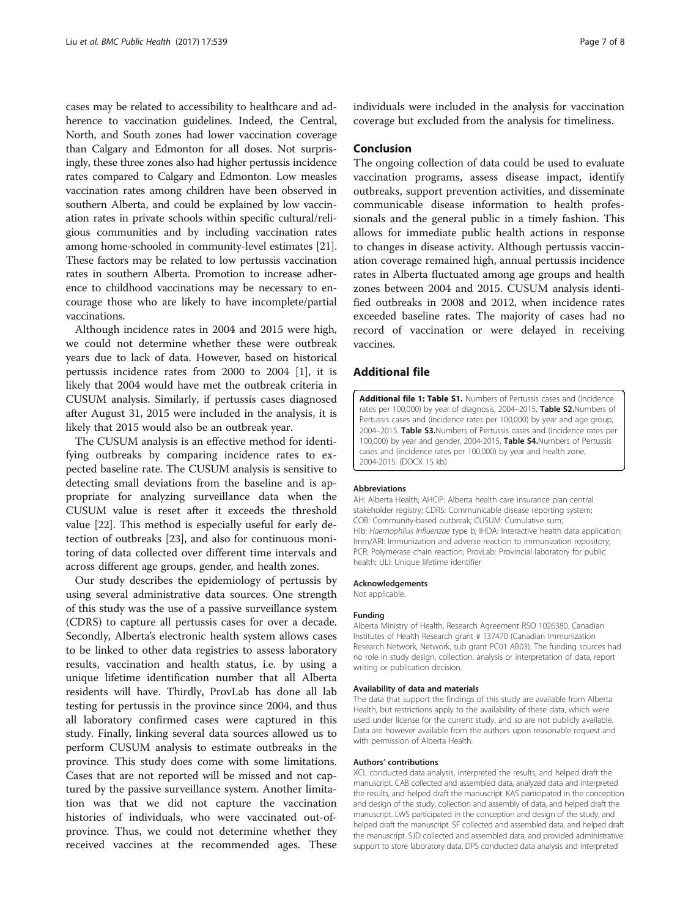cases may be related to accessibility to healthcare and adherence to vaccination guidelines. Indeed, the Central, North, and South zones had lower vaccination coverage than Calgary and Edmonton for all doses. Not surprisingly, these three zones also had higher pertussis incidence rates compared to Calgary and Edmonton. Low measles vaccination rates among children have been observed in southern Alberta, and could be explained by low vaccination rates in private schools within specific cultural/religious communities and by including vaccination rates among home-schooled in community-level estimates [21]. These factors may be related to low pertussis vaccination rates in southern Alberta. Promotion to increase adherence to childhood vaccinations may be necessary to encourage those who are likely to have incomplete/partial vaccinations.

Although incidence rates in 2004 and 2015 were high, we could not determine whether these were outbreak years due to lack of data. However, based on historical pertussis incidence rates from 2000 to 2004 [1], it is likely that 2004 would have met the outbreak criteria in CUSUM analysis. Similarly, if pertussis cases diagnosed after August 31, 2015 were included in the analysis, it is likely that 2015 would also be an outbreak year.

The CUSUM analysis is an effective method for identifying outbreaks by comparing incidence rates to expected baseline rate. The CUSUM analysis is sensitive to detecting small deviations from the baseline and is appropriate for analyzing surveillance data when the CUSUM value is reset after it exceeds the threshold value [22]. This method is especially useful for early detection of outbreaks [23], and also for continuous monitoring of data collected over different time intervals and across different age groups, gender, and health zones.

Our study describes the epidemiology of pertussis by using several administrative data sources. One strength of this study was the use of a passive surveillance system (CDRS) to capture all pertussis cases for over a decade. Secondly, Alberta's electronic health system allows cases to be linked to other data registries to assess laboratory results, vaccination and health status, i.e. by using a unique lifetime identification number that all Alberta residents will have. Thirdly, ProvLab has done all lab testing for pertussis in the province since 2004, and thus all laboratory confirmed cases were captured in this study. Finally, linking several data sources allowed us to perform CUSUM analysis to estimate outbreaks in the province. This study does come with some limitations. Cases that are not reported will be missed and not captured by the passive surveillance system. Another limitation was that we did not capture the vaccination histories of individuals, who were vaccinated out-of-province. Thus, we could not determine whether they received vaccines at the recommended ages. These individuals were included in the analysis for vaccination coverage but excluded from the analysis for timeliness.

## Conclusion

The ongoing collection of data could be used to evaluate vaccination programs, assess disease impact, identify outbreaks, support prevention activities, and disseminate communicable disease information to health professionals and the general public in a timely fashion. This allows for immediate public health actions in response to changes in disease activity. Although pertussis vaccination coverage remained high, annual pertussis incidence rates in Alberta fluctuated among age groups and health zones between 2004 and 2015. CUSUM analysis identified outbreaks in 2008 and 2012, when incidence rates exceeded baseline rates. The majority of cases had no record of vaccination or were delayed in receiving vaccines.

## Additional file

**Additional file 1: Table S1.** Numbers of Pertussis cases and (incidence rates per 100,000) by year of diagnosis, 2004–2015. **Table S2.** Numbers of Pertussis cases and (incidence rates per 100,000) by year and age group, 2004–2015. **Table S3.** Numbers of Pertussis cases and (incidence rates per 100,000) by year and gender, 2004-2015. **Table S4.** Numbers of Pertussis cases and (incidence rates per 100,000) by year and health zone, 2004-2015. (DOCX 15 kb)

#### Abbreviations

AH: Alberta Health; AHCIP: Alberta health care insurance plan central stakeholder registry; CDRS: Communicable disease reporting system; COB: Community-based outbreak; CUSUM: Cumulative sum; Hib: *Haemophilus Influenzae* type b; IHDA: Interactive health data application; Imm/ARI: Immunization and adverse reaction to immunization repository; PCR: Polymerase chain reaction; ProvLab: Provincial laboratory for public health; ULI: Unique lifetime identifier

#### Acknowledgements

Not applicable.

#### Funding

Alberta Ministry of Health, Research Agreement RSO 1026380. Canadian Institutes of Health Research grant # 137470 (Canadian Immunization Research Network, Network, sub grant PC01 AB03). The funding sources had no role in study design, collection, analysis or interpretation of data, report writing or publication decision.

#### Availability of data and materials

The data that support the findings of this study are available from Alberta Health, but restrictions apply to the availability of these data, which were used under license for the current study, and so are not publicly available. Data are however available from the authors upon reasonable request and with permission of Alberta Health.

#### Authors' contributions

XCL conducted data analysis, interpreted the results, and helped draft the manuscript. CAB collected and assembled data, analyzed data and interpreted the results, and helped draft the manuscript. KAS participated in the conception and design of the study, collection and assembly of data, and helped draft the manuscript. LWS participated in the conception and design of the study, and helped draft the manuscript. SF collected and assembled data, and helped draft the manuscript. SJD collected and assembled data, and provided administrative support to store laboratory data. DPS conducted data analysis and interpreted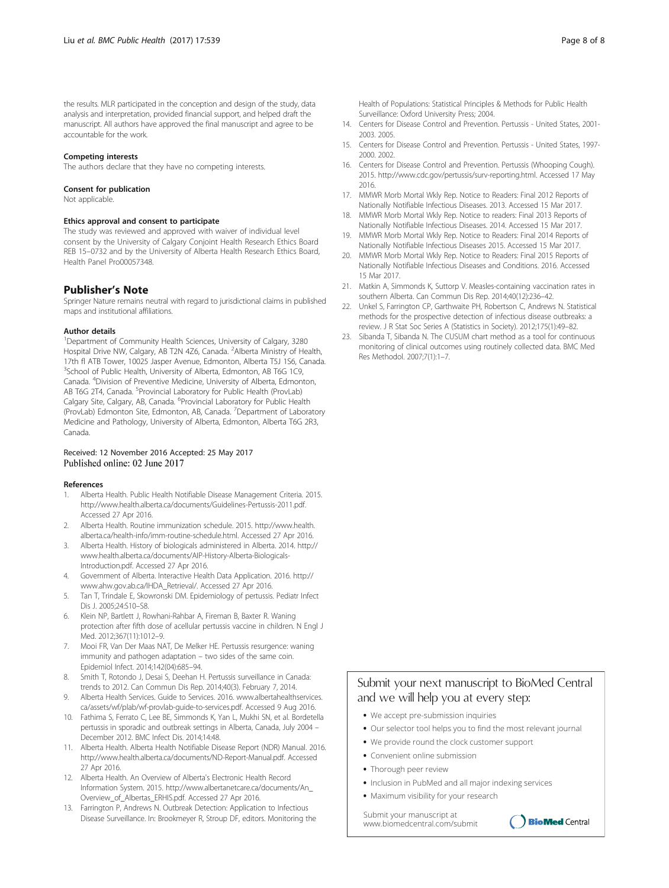the results. MLR participated in the conception and design of the study, data analysis and interpretation, provided financial support, and helped draft the manuscript. All authors have approved the final manuscript and agree to be accountable for the work.

#### Competing interests

The authors declare that they have no competing interests.

#### Consent for publication

Not applicable.

#### Ethics approval and consent to participate

The study was reviewed and approved with waiver of individual level consent by the University of Calgary Conjoint Health Research Ethics Board REB 15–0732 and by the University of Alberta Health Research Ethics Board, Health Panel Pro00057348.

## Publisher's Note

Springer Nature remains neutral with regard to jurisdictional claims in published maps and institutional affiliations.

#### Author details

[1]Department of Community Health Sciences, University of Calgary, 3280 Hospital Drive NW, Calgary, AB T2N 4Z6, Canada. [2]Alberta Ministry of Health, 17th fl ATB Tower, 10025 Jasper Avenue, Edmonton, Alberta T5J 1S6, Canada. [3]School of Public Health, University of Alberta, Edmonton, AB T6G 1C9, Canada. [4]Division of Preventive Medicine, University of Alberta, Edmonton, AB T6G 2T4, Canada. [5]Provincial Laboratory for Public Health (ProvLab) Calgary Site, Calgary, AB, Canada. [6]Provincial Laboratory for Public Health (ProvLab) Edmonton Site, Edmonton, AB, Canada. [7]Department of Laboratory Medicine and Pathology, University of Alberta, Edmonton, Alberta T6G 2R3, Canada.

Received: 12 November 2016 Accepted: 25 May 2017
Published online: 02 June 2017

#### References

1. Alberta Health. Public Health Notifiable Disease Management Criteria. 2015. http://www.health.alberta.ca/documents/Guidelines-Pertussis-2011.pdf. Accessed 27 Apr 2016.
2. Alberta Health. Routine immunization schedule. 2015. http://www.health.alberta.ca/health-info/imm-routine-schedule.html. Accessed 27 Apr 2016.
3. Alberta Health. History of biologicals administered in Alberta. 2014. http://www.health.alberta.ca/documents/AIP-History-Alberta-Biologicals-Introduction.pdf. Accessed 27 Apr 2016.
4. Government of Alberta. Interactive Health Data Application. 2016. http://www.ahw.gov.ab.ca/IHDA_Retrieval/. Accessed 27 Apr 2016.
5. Tan T, Trindale E, Skowronski DM. Epidemiology of pertussis. Pediatr Infect Dis J. 2005;24:S10–S8.
6. Klein NP, Bartlett J, Rowhani-Rahbar A, Fireman B, Baxter R. Waning protection after fifth dose of acellular pertussis vaccine in children. N Engl J Med. 2012;367(11):1012–9.
7. Mooi FR, Van Der Maas NAT, De Melker HE. Pertussis resurgence: waning immunity and pathogen adaptation – two sides of the same coin. Epidemiol Infect. 2014;142(04):685–94.
8. Smith T, Rotondo J, Desai S, Deehan H. Pertussis surveillance in Canada: trends to 2012. Can Commun Dis Rep. 2014;40(3). February 7, 2014.
9. Alberta Health Services. Guide to Services. 2016. www.albertahealthservices.ca/assets/wf/plab/wf-provlab-guide-to-services.pdf. Accessed 9 Aug 2016.
10. Fathima S, Ferrato C, Lee BE, Simmonds K, Yan L, Mukhi SN, et al. Bordetella pertussis in sporadic and outbreak settings in Alberta, Canada, July 2004 – December 2012. BMC Infect Dis. 2014;14:48.
11. Alberta Health. Alberta Health Notifiable Disease Report (NDR) Manual. 2016. http://www.health.alberta.ca/documents/ND-Report-Manual.pdf. Accessed 27 Apr 2016.
12. Alberta Health. An Overview of Alberta's Electronic Health Record Information System. 2015. http://www.albertanetcare.ca/documents/An_Overview_of_Albertas_ERHIS.pdf. Accessed 27 Apr 2016.
13. Farrington P, Andrews N. Outbreak Detection: Application to Infectious Disease Surveillance. In: Brookmeyer R, Stroup DF, editors. Monitoring the Health of Populations: Statistical Principles & Methods for Public Health Surveillance: Oxford University Press; 2004.
14. Centers for Disease Control and Prevention. Pertussis - United States, 2001-2003. 2005.
15. Centers for Disease Control and Prevention. Pertussis - United States, 1997-2000. 2002.
16. Centers for Disease Control and Prevention. Pertussis (Whooping Cough). 2015. http://www.cdc.gov/pertussis/surv-reporting.html. Accessed 17 May 2016.
17. MMWR Morb Mortal Wkly Rep. Notice to Readers: Final 2012 Reports of Nationally Notifiable Infectious Diseases. 2013. Accessed 15 Mar 2017.
18. MMWR Morb Mortal Wkly Rep. Notice to readers: Final 2013 Reports of Nationally Notifiable Infectious Diseases. 2014. Accessed 15 Mar 2017.
19. MMWR Morb Mortal Wkly Rep. Notice to Readers: Final 2014 Reports of Nationally Notifiable Infectious Diseases 2015. Accessed 15 Mar 2017.
20. MMWR Morb Mortal Wkly Rep. Notice to Readers: Final 2015 Reports of Nationally Notifiable Infectious Diseases and Conditions. 2016. Accessed 15 Mar 2017.
21. Matkin A, Simmonds K, Suttorp V. Measles-containing vaccination rates in southern Alberta. Can Commun Dis Rep. 2014;40(12):236–42.
22. Unkel S, Farrington CP, Garthwaite PH, Robertson C, Andrews N. Statistical methods for the prospective detection of infectious disease outbreaks: a review. J R Stat Soc Series A (Statistics in Society). 2012;175(1):49–82.
23. Sibanda T, Sibanda N. The CUSUM chart method as a tool for continuous monitoring of clinical outcomes using routinely collected data. BMC Med Res Methodol. 2007;7(1):1–7.

Submit your next manuscript to BioMed Central and we will help you at every step:

- We accept pre-submission inquiries
- Our selector tool helps you to find the most relevant journal
- We provide round the clock customer support
- Convenient online submission
- Thorough peer review
- Inclusion in PubMed and all major indexing services
- Maximum visibility for your research

Submit your manuscript at
www.biomedcentral.com/submit

BioMed Central